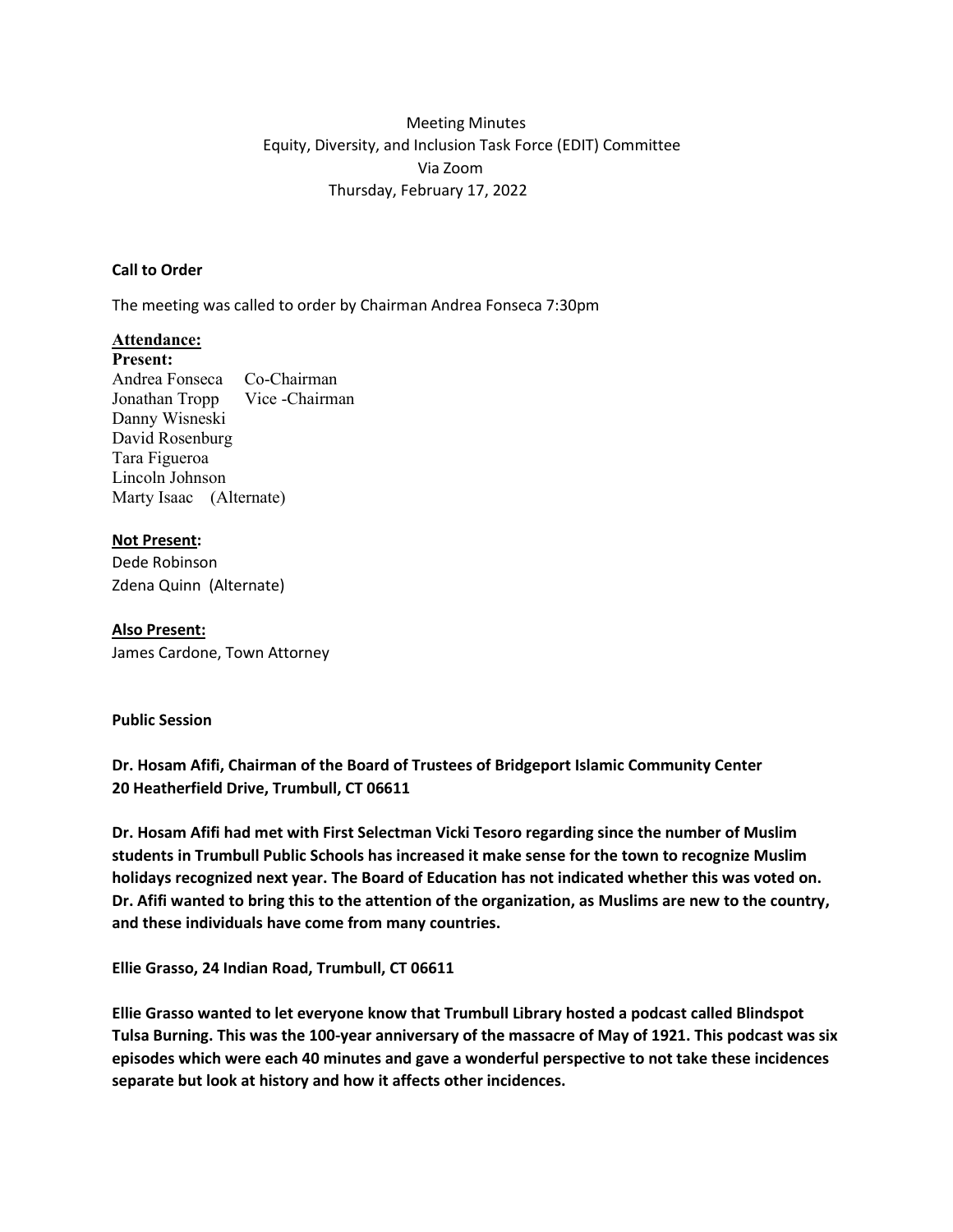Meeting Minutes
Equity, Diversity, and Inclusion Task Force (EDIT) Committee
Via Zoom
Thursday, February 17, 2022

**Call to Order**

The meeting was called to order by Chairman Andrea Fonseca 7:30pm

**Attendance:**

**Present:**

Andrea Fonseca Co-Chairman
Jonathan Tropp Vice -Chairman
Danny Wisneski
David Rosenburg
Tara Figueroa
Lincoln Johnson
Marty Isaac (Alternate)

**Not Present:**

Dede Robinson
Zdena Quinn (Alternate)

**Also Present:**

James Cardone, Town Attorney

**Public Session**

**Dr. Hosam Afifi, Chairman of the Board of Trustees of Bridgeport Islamic Community Center**
**20 Heatherfield Drive, Trumbull, CT 06611**

**Dr. Hosam Afifi had met with First Selectman Vicki Tesoro regarding since the number of Muslim students in Trumbull Public Schools has increased it make sense for the town to recognize Muslim holidays recognized next year. The Board of Education has not indicated whether this was voted on. Dr. Afifi wanted to bring this to the attention of the organization, as Muslims are new to the country, and these individuals have come from many countries.**

**Ellie Grasso, 24 Indian Road, Trumbull, CT 06611**

**Ellie Grasso wanted to let everyone know that Trumbull Library hosted a podcast called Blindspot Tulsa Burning. This was the 100-year anniversary of the massacre of May of 1921. This podcast was six episodes which were each 40 minutes and gave a wonderful perspective to not take these incidences separate but look at history and how it affects other incidences.**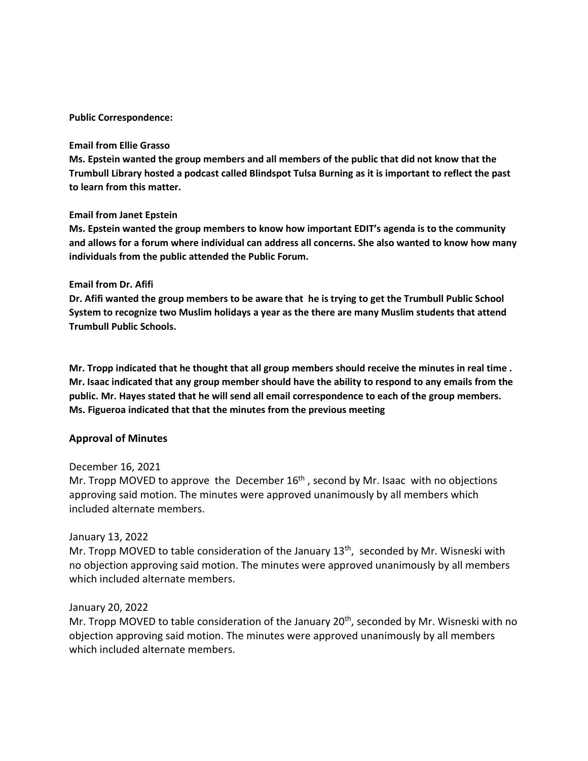**Public Correspondence:**

**Email from Ellie Grasso**
**Ms. Epstein wanted the group members and all members of the public that did not know that the Trumbull Library hosted a podcast called Blindspot Tulsa Burning as it is important to reflect the past to learn from this matter.**

**Email from Janet Epstein**
**Ms. Epstein wanted the group members to know how important EDIT's agenda is to the community and allows for a forum where individual can address all concerns. She also wanted to know how many individuals from the public attended the Public Forum.**

**Email from Dr. Afifi**
**Dr. Afifi wanted the group members to be aware that he is trying to get the Trumbull Public School System to recognize two Muslim holidays a year as the there are many Muslim students that attend Trumbull Public Schools.**

**Mr. Tropp indicated that he thought that all group members should receive the minutes in real time . Mr. Isaac indicated that any group member should have the ability to respond to any emails from the public. Mr. Hayes stated that he will send all email correspondence to each of the group members. Ms. Figueroa indicated that that the minutes from the previous meeting**

## Approval of Minutes

December 16, 2021
Mr. Tropp MOVED to approve the December 16th , second by Mr. Isaac with no objections approving said motion. The minutes were approved unanimously by all members which included alternate members.

January 13, 2022
Mr. Tropp MOVED to table consideration of the January 13th, seconded by Mr. Wisneski with no objection approving said motion. The minutes were approved unanimously by all members which included alternate members.

January 20, 2022
Mr. Tropp MOVED to table consideration of the January 20th, seconded by Mr. Wisneski with no objection approving said motion. The minutes were approved unanimously by all members which included alternate members.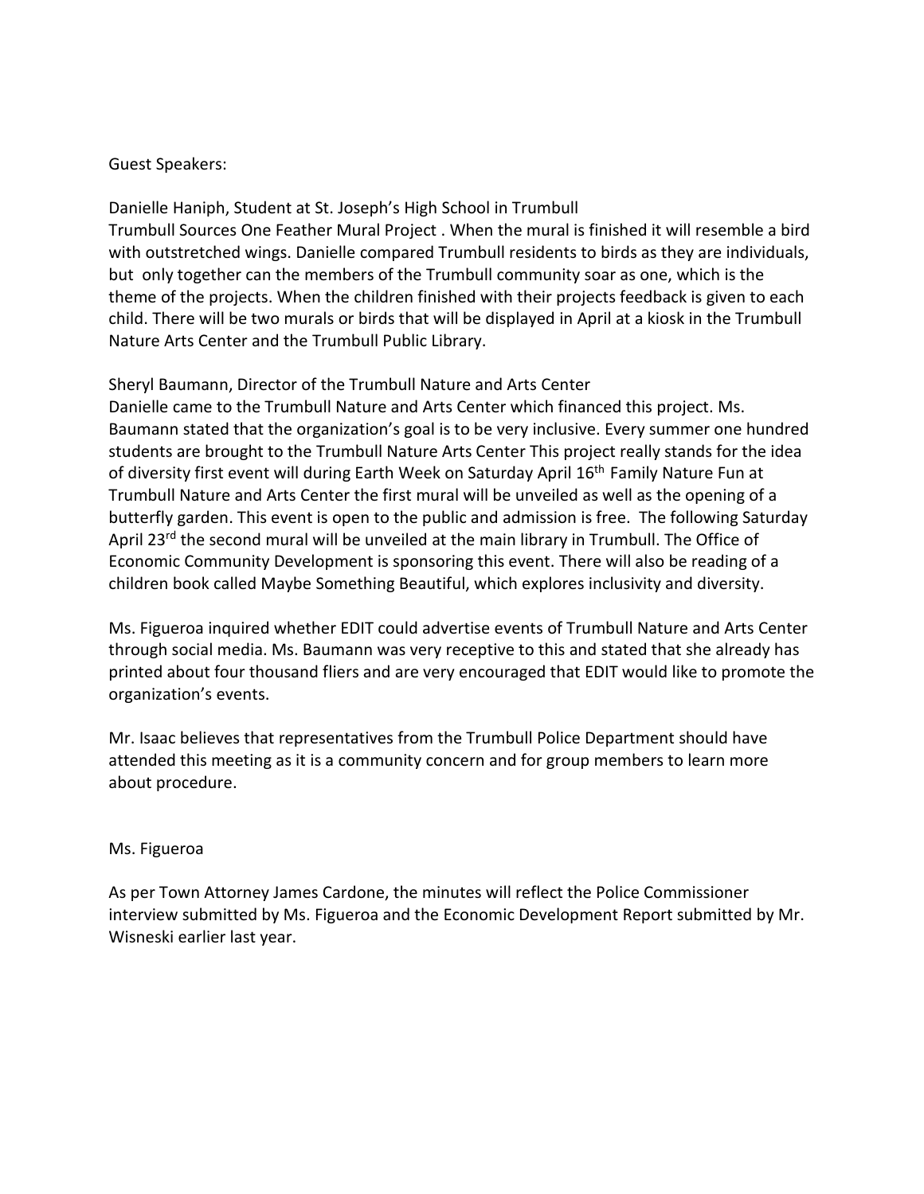Guest Speakers:

Danielle Haniph, Student at St. Joseph's High School in Trumbull
Trumbull Sources One Feather Mural Project . When the mural is finished it will resemble a bird with outstretched wings. Danielle compared Trumbull residents to birds as they are individuals, but only together can the members of the Trumbull community soar as one, which is the theme of the projects. When the children finished with their projects feedback is given to each child. There will be two murals or birds that will be displayed in April at a kiosk in the Trumbull Nature Arts Center and the Trumbull Public Library.

Sheryl Baumann, Director of the Trumbull Nature and Arts Center
Danielle came to the Trumbull Nature and Arts Center which financed this project. Ms. Baumann stated that the organization's goal is to be very inclusive. Every summer one hundred students are brought to the Trumbull Nature Arts Center This project really stands for the idea of diversity first event will during Earth Week on Saturday April 16th Family Nature Fun at Trumbull Nature and Arts Center the first mural will be unveiled as well as the opening of a butterfly garden. This event is open to the public and admission is free. The following Saturday April 23rd the second mural will be unveiled at the main library in Trumbull. The Office of Economic Community Development is sponsoring this event. There will also be reading of a children book called Maybe Something Beautiful, which explores inclusivity and diversity.

Ms. Figueroa inquired whether EDIT could advertise events of Trumbull Nature and Arts Center through social media. Ms. Baumann was very receptive to this and stated that she already has printed about four thousand fliers and are very encouraged that EDIT would like to promote the organization's events.

Mr. Isaac believes that representatives from the Trumbull Police Department should have attended this meeting as it is a community concern and for group members to learn more about procedure.

Ms. Figueroa

As per Town Attorney James Cardone, the minutes will reflect the Police Commissioner interview submitted by Ms. Figueroa and the Economic Development Report submitted by Mr. Wisneski earlier last year.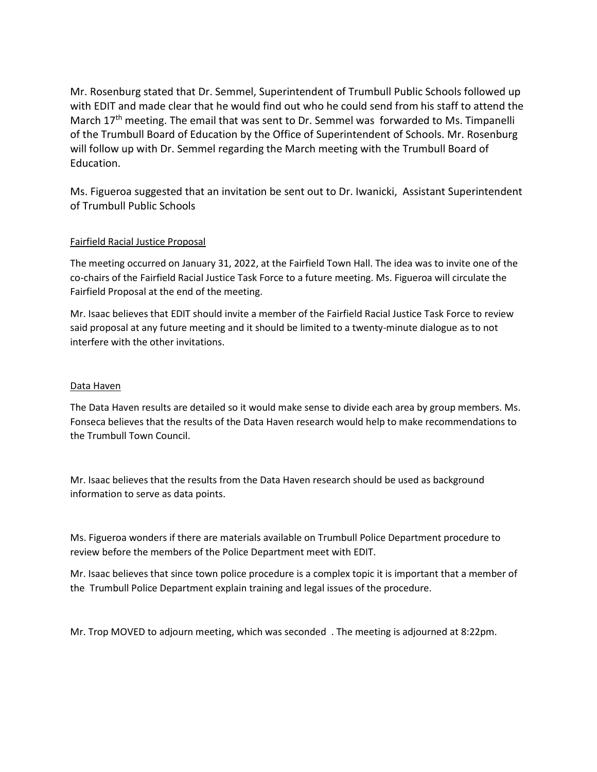Mr. Rosenburg stated that Dr. Semmel, Superintendent of Trumbull Public Schools followed up with EDIT and made clear that he would find out who he could send from his staff to attend the March 17th meeting. The email that was sent to Dr. Semmel was forwarded to Ms. Timpanelli of the Trumbull Board of Education by the Office of Superintendent of Schools. Mr. Rosenburg will follow up with Dr. Semmel regarding the March meeting with the Trumbull Board of Education.

Ms. Figueroa suggested that an invitation be sent out to Dr. Iwanicki, Assistant Superintendent of Trumbull Public Schools

Fairfield Racial Justice Proposal

The meeting occurred on January 31, 2022, at the Fairfield Town Hall. The idea was to invite one of the co-chairs of the Fairfield Racial Justice Task Force to a future meeting. Ms. Figueroa will circulate the Fairfield Proposal at the end of the meeting.

Mr. Isaac believes that EDIT should invite a member of the Fairfield Racial Justice Task Force to review said proposal at any future meeting and it should be limited to a twenty-minute dialogue as to not interfere with the other invitations.

Data Haven

The Data Haven results are detailed so it would make sense to divide each area by group members. Ms. Fonseca believes that the results of the Data Haven research would help to make recommendations to the Trumbull Town Council.

Mr. Isaac believes that the results from the Data Haven research should be used as background information to serve as data points.

Ms. Figueroa wonders if there are materials available on Trumbull Police Department procedure to review before the members of the Police Department meet with EDIT.

Mr. Isaac believes that since town police procedure is a complex topic it is important that a member of the Trumbull Police Department explain training and legal issues of the procedure.

Mr. Trop MOVED to adjourn meeting, which was seconded . The meeting is adjourned at 8:22pm.